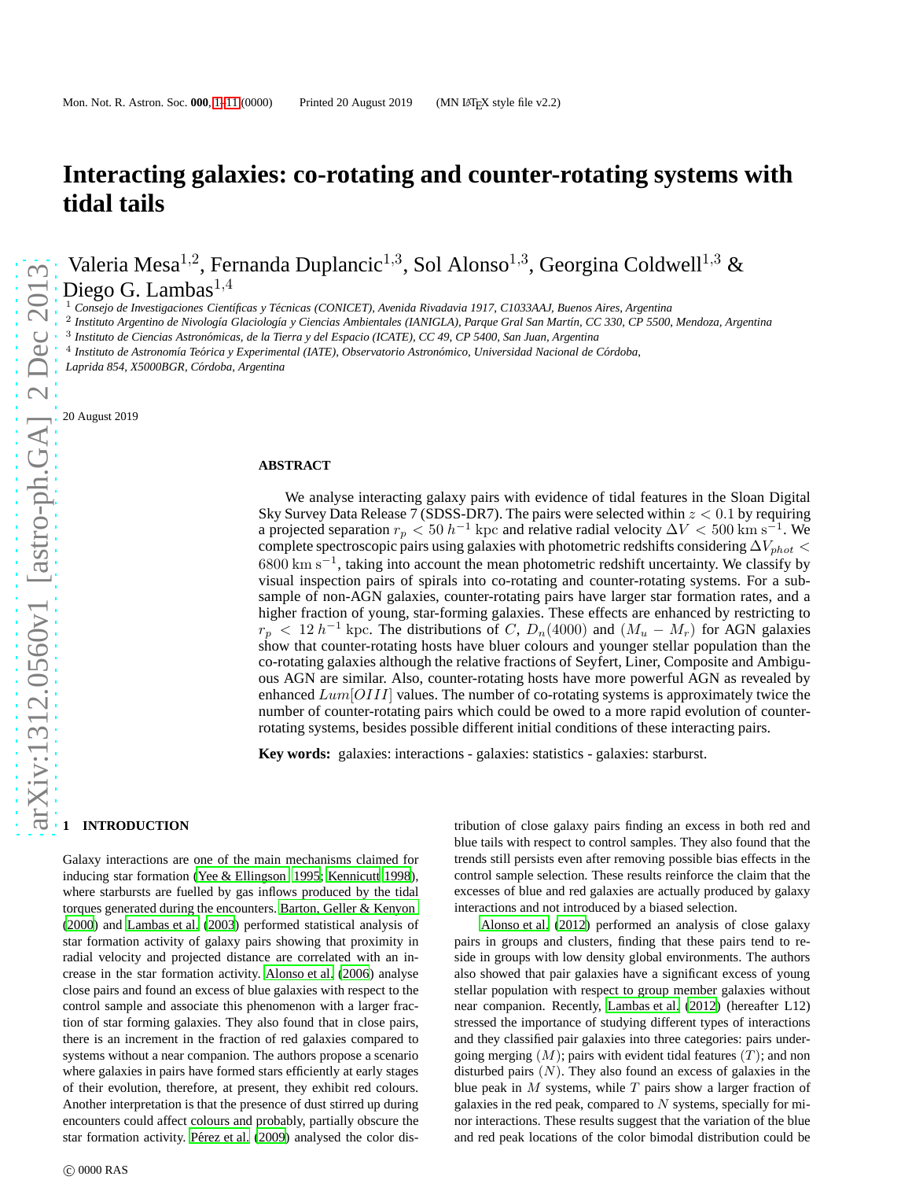# Interacting galaxies: co-rotating and counter-rotating systems with tidal tails

Valeria Mesa[1,2], Fernanda Duplancic[1,3], Sol Alonso[1,3], Georgina Coldwell[1,3] & Diego G. Lambas[1,4]

[1] *Consejo de Investigaciones Científicas y Técnicas (CONICET), Avenida Rivadavia 1917, C1033AAJ, Buenos Aires, Argentina*
[2] *Instituto Argentino de Nivología Glaciología y Ciencias Ambientales (IANIGLA), Parque Gral San Martín, CC 330, CP 5500, Mendoza, Argentina*
[3] *Instituto de Ciencias Astronómicas, de la Tierra y del Espacio (ICATE), CC 49, CP 5400, San Juan, Argentina*
[4] *Instituto de Astronomía Teórica y Experimental (IATE), Observatorio Astronómico, Universidad Nacional de Córdoba, Laprida 854, X5000BGR, Córdoba, Argentina*

20 August 2019

## ABSTRACT

We analyse interacting galaxy pairs with evidence of tidal features in the Sloan Digital Sky Survey Data Release 7 (SDSS-DR7). The pairs were selected within $z < 0.1$ by requiring a projected separation $r_p < 50\,h^{-1}$ kpc and relative radial velocity $\Delta V < 500$ km s$^{-1}$. We complete spectroscopic pairs using galaxies with photometric redshifts considering $\Delta V_{phot} < 6800$ km s$^{-1}$, taking into account the mean photometric redshift uncertainty. We classify by visual inspection pairs of spirals into co-rotating and counter-rotating systems. For a subsample of non-AGN galaxies, counter-rotating pairs have larger star formation rates, and a higher fraction of young, star-forming galaxies. These effects are enhanced by restricting to $r_p < 12\,h^{-1}$ kpc. The distributions of $C$, $D_n(4000)$ and $(M_u - M_r)$ for AGN galaxies show that counter-rotating hosts have bluer colours and younger stellar population than the co-rotating galaxies although the relative fractions of Seyfert, Liner, Composite and Ambiguous AGN are similar. Also, counter-rotating hosts have more powerful AGN as revealed by enhanced $Lum[OIII]$ values. The number of co-rotating systems is approximately twice the number of counter-rotating pairs which could be owed to a more rapid evolution of counter-rotating systems, besides possible different initial conditions of these interacting pairs.

**Key words:** galaxies: interactions - galaxies: statistics - galaxies: starburst.

## 1 INTRODUCTION

Galaxy interactions are one of the main mechanisms claimed for inducing star formation (Yee & Ellingson 1995; Kennicutt 1998), where starbursts are fuelled by gas inflows produced by the tidal torques generated during the encounters. Barton, Geller & Kenyon (2000) and Lambas et al. (2003) performed statistical analysis of star formation activity of galaxy pairs showing that proximity in radial velocity and projected distance are correlated with an increase in the star formation activity. Alonso et al. (2006) analyse close pairs and found an excess of blue galaxies with respect to the control sample and associate this phenomenon with a larger fraction of star forming galaxies. They also found that in close pairs, there is an increment in the fraction of red galaxies compared to systems without a near companion. The authors propose a scenario where galaxies in pairs have formed stars efficiently at early stages of their evolution, therefore, at present, they exhibit red colours. Another interpretation is that the presence of dust stirred up during encounters could affect colours and probably, partially obscure the star formation activity. Pérez et al. (2009) analysed the color distribution of close galaxy pairs finding an excess in both red and blue tails with respect to control samples. They also found that the trends still persists even after removing possible bias effects in the control sample selection. These results reinforce the claim that the excesses of blue and red galaxies are actually produced by galaxy interactions and not introduced by a biased selection.

Alonso et al. (2012) performed an analysis of close galaxy pairs in groups and clusters, finding that these pairs tend to reside in groups with low density global environments. The authors also showed that pair galaxies have a significant excess of young stellar population with respect to group member galaxies without near companion. Recently, Lambas et al. (2012) (hereafter L12) stressed the importance of studying different types of interactions and they classified pair galaxies into three categories: pairs undergoing merging ($M$); pairs with evident tidal features ($T$); and non disturbed pairs ($N$). They also found an excess of galaxies in the blue peak in $M$ systems, while $T$ pairs show a larger fraction of galaxies in the red peak, compared to $N$ systems, specially for minor interactions. These results suggest that the variation of the blue and red peak locations of the color bimodal distribution could be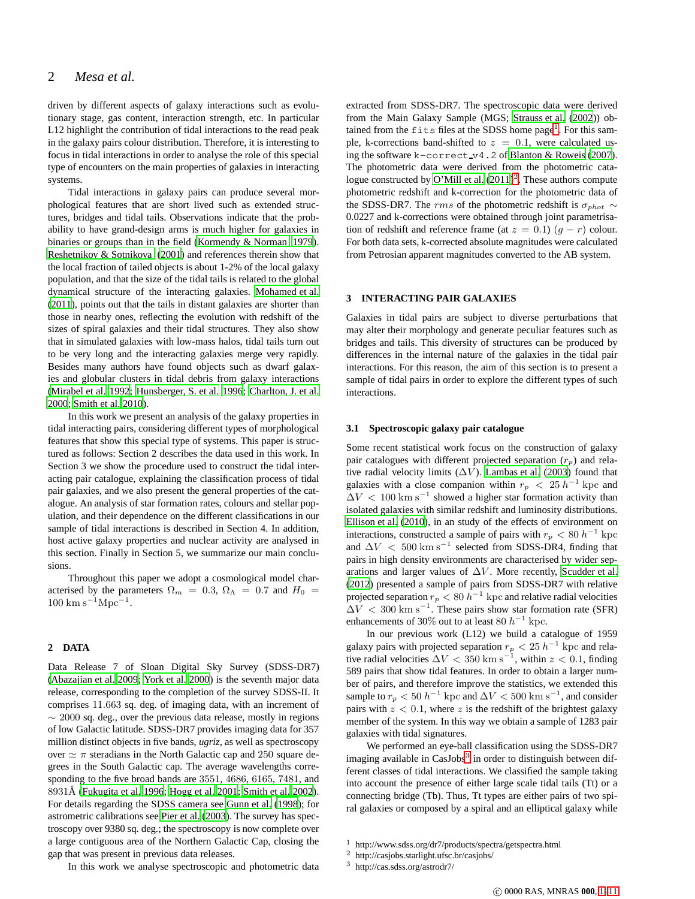driven by different aspects of galaxy interactions such as evolutionary stage, gas content, interaction strength, etc. In particular L12 highlight the contribution of tidal interactions to the read peak in the galaxy pairs colour distribution. Therefore, it is interesting to focus in tidal interactions in order to analyse the role of this special type of encounters on the main properties of galaxies in interacting systems.

Tidal interactions in galaxy pairs can produce several morphological features that are short lived such as extended structures, bridges and tidal tails. Observations indicate that the probability to have grand-design arms is much higher for galaxies in binaries or groups than in the field (Kormendy & Norman 1979). Reshetnikov & Sotnikova (2001) and references therein show that the local fraction of tailed objects is about 1-2% of the local galaxy population, and that the size of the tidal tails is related to the global dynamical structure of the interacting galaxies. Mohamed et al. (2011), points out that the tails in distant galaxies are shorter than those in nearby ones, reflecting the evolution with redshift of the sizes of spiral galaxies and their tidal structures. They also show that in simulated galaxies with low-mass halos, tidal tails turn out to be very long and the interacting galaxies merge very rapidly. Besides many authors have found objects such as dwarf galaxies and globular clusters in tidal debris from galaxy interactions (Mirabel et al. 1992; Hunsberger, S. et al. 1996; Charlton, J. et al. 2000; Smith et al. 2010).

In this work we present an analysis of the galaxy properties in tidal interacting pairs, considering different types of morphological features that show this special type of systems. This paper is structured as follows: Section 2 describes the data used in this work. In Section 3 we show the procedure used to construct the tidal interacting pair catalogue, explaining the classification process of tidal pair galaxies, and we also present the general properties of the catalogue. An analysis of star formation rates, colours and stellar population, and their dependence on the different classifications in our sample of tidal interactions is described in Section 4. In addition, host active galaxy properties and nuclear activity are analysed in this section. Finally in Section 5, we summarize our main conclusions.

Throughout this paper we adopt a cosmological model characterised by the parameters $\Omega_m = 0.3$, $\Omega_\Lambda = 0.7$ and $H_0 = 100\,\mathrm{km\,s^{-1}Mpc^{-1}}$.

## 2 DATA

Data Release 7 of Sloan Digital Sky Survey (SDSS-DR7) (Abazajian et al. 2009; York et al. 2000) is the seventh major data release, corresponding to the completion of the survey SDSS-II. It comprises 11.663 sq. deg. of imaging data, with an increment of $\sim 2000$ sq. deg., over the previous data release, mostly in regions of low Galactic latitude. SDSS-DR7 provides imaging data for 357 million distinct objects in five bands, *ugriz*, as well as spectroscopy over $\simeq \pi$ steradians in the North Galactic cap and 250 square degrees in the South Galactic cap. The average wavelengths corresponding to the five broad bands are 3551, 4686, 6165, 7481, and 8931Å (Fukugita et al. 1996; Hogg et al. 2001; Smith et al. 2002). For details regarding the SDSS camera see Gunn et al. (1998); for astrometric calibrations see Pier et al. (2003). The survey has spectroscopy over 9380 sq. deg.; the spectroscopy is now complete over a large contiguous area of the Northern Galactic Cap, closing the gap that was present in previous data releases.

In this work we analyse spectroscopic and photometric data extracted from SDSS-DR7. The spectroscopic data were derived from the Main Galaxy Sample (MGS; Strauss et al. (2002)) obtained from the `fits` files at the SDSS home page[1]. For this sample, k-corrections band-shifted to $z = 0.1$, were calculated using the software `k-correct_v4.2` of Blanton & Roweis (2007). The photometric data were derived from the photometric catalogue constructed by O'Mill et al. (2011)[2]. These authors compute photometric redshift and k-correction for the photometric data of the SDSS-DR7. The $rms$ of the photometric redshift is $\sigma_{phot} \sim 0.0227$ and k-corrections were obtained through joint parametrisation of redshift and reference frame (at $z = 0.1$) $(g - r)$ colour. For both data sets, k-corrected absolute magnitudes were calculated from Petrosian apparent magnitudes converted to the AB system.

## 3 INTERACTING PAIR GALAXIES

Galaxies in tidal pairs are subject to diverse perturbations that may alter their morphology and generate peculiar features such as bridges and tails. This diversity of structures can be produced by differences in the internal nature of the galaxies in the tidal pair interactions. For this reason, the aim of this section is to present a sample of tidal pairs in order to explore the different types of such interactions.

### 3.1 Spectroscopic galaxy pair catalogue

Some recent statistical work focus on the construction of galaxy pair catalogues with different projected separation ($r_p$) and relative radial velocity limits ($\Delta V$). Lambas et al. (2003) found that galaxies with a close companion within $r_p < 25\,h^{-1}$ kpc and $\Delta V < 100\,\mathrm{km\,s^{-1}}$ showed a higher star formation activity than isolated galaxies with similar redshift and luminosity distributions. Ellison et al. (2010), in an study of the effects of environment on interactions, constructed a sample of pairs with $r_p < 80\,h^{-1}$ kpc and $\Delta V < 500\,\mathrm{km\,s^{-1}}$ selected from SDSS-DR4, finding that pairs in high density environments are characterised by wider separations and larger values of $\Delta V$. More recently, Scudder et al. (2012) presented a sample of pairs from SDSS-DR7 with relative projected separation $r_p < 80\,h^{-1}$ kpc and relative radial velocities $\Delta V < 300\,\mathrm{km\,s^{-1}}$. These pairs show star formation rate (SFR) enhancements of 30% out to at least $80\,h^{-1}$ kpc.

In our previous work (L12) we build a catalogue of 1959 galaxy pairs with projected separation $r_p < 25\,h^{-1}$ kpc and relative radial velocities $\Delta V < 350\,\mathrm{km\,s^{-1}}$, within $z < 0.1$, finding 589 pairs that show tidal features. In order to obtain a larger number of pairs, and therefore improve the statistics, we extended this sample to $r_p < 50\,h^{-1}$ kpc and $\Delta V < 500\,\mathrm{km\,s^{-1}}$, and consider pairs with $z < 0.1$, where $z$ is the redshift of the brightest galaxy member of the system. In this way we obtain a sample of 1283 pair galaxies with tidal signatures.

We performed an eye-ball classification using the SDSS-DR7 imaging available in CasJobs[3] in order to distinguish between different classes of tidal interactions. We classified the sample taking into account the presence of either large scale tidal tails (Tt) or a connecting bridge (Tb). Thus, Tt types are either pairs of two spiral galaxies or composed by a spiral and an elliptical galaxy while

[1] http://www.sdss.org/dr7/products/spectra/getspectra.html
[2] http://casjobs.starlight.ufsc.br/casjobs/
[3] http://cas.sdss.org/astrodr7/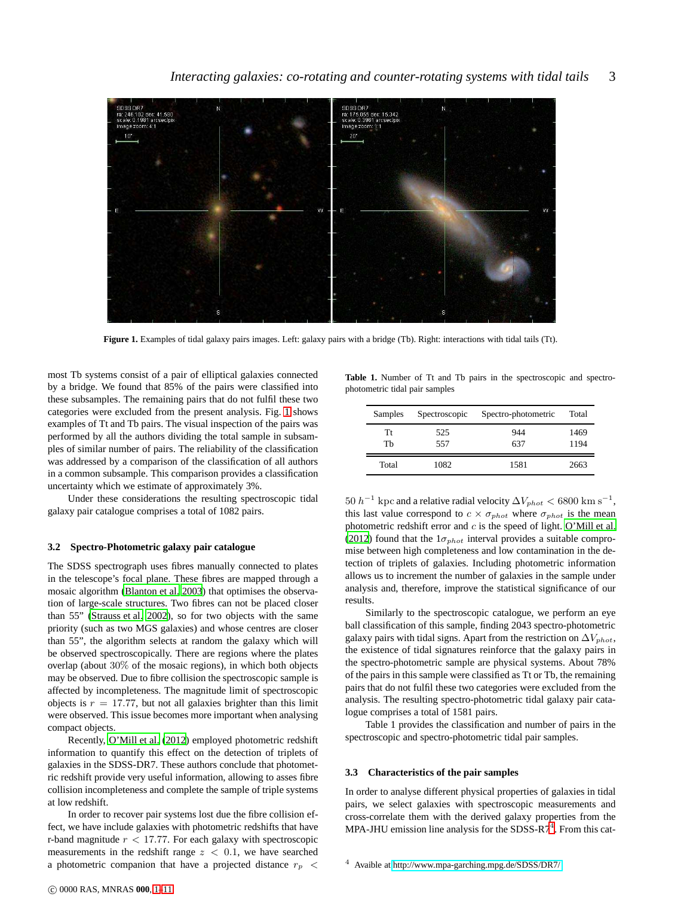Figure 1. Examples of tidal galaxy pairs images. Left: galaxy pairs with a bridge (Tb). Right: interactions with tidal tails (Tt).

most Tb systems consist of a pair of elliptical galaxies connected by a bridge. We found that 85% of the pairs were classified into these subsamples. The remaining pairs that do not fulfil these two categories were excluded from the present analysis. Fig. 1 shows examples of Tt and Tb pairs. The visual inspection of the pairs was performed by all the authors dividing the total sample in subsamples of similar number of pairs. The reliability of the classification was addressed by a comparison of the classification of all authors in a common subsample. This comparison provides a classification uncertainty which we estimate of approximately 3%.

Under these considerations the resulting spectroscopic tidal galaxy pair catalogue comprises a total of 1082 pairs.

### 3.2 Spectro-Photometric galaxy pair catalogue

The SDSS spectrograph uses fibres manually connected to plates in the telescope's focal plane. These fibres are mapped through a mosaic algorithm (Blanton et al. 2003) that optimises the observation of large-scale structures. Two fibres can not be placed closer than 55" (Strauss et al. 2002), so for two objects with the same priority (such as two MGS galaxies) and whose centres are closer than 55", the algorithm selects at random the galaxy which will be observed spectroscopically. There are regions where the plates overlap (about 30% of the mosaic regions), in which both objects may be observed. Due to fibre collision the spectroscopic sample is affected by incompleteness. The magnitude limit of spectroscopic objects is $r = 17.77$, but not all galaxies brighter than this limit were observed. This issue becomes more important when analysing compact objects.

Recently, O'Mill et al. (2012) employed photometric redshift information to quantify this effect on the detection of triplets of galaxies in the SDSS-DR7. These authors conclude that photometric redshift provide very useful information, allowing to asses fibre collision incompleteness and complete the sample of triple systems at low redshift.

In order to recover pair systems lost due the fibre collision effect, we have include galaxies with photometric redshifts that have r-band magnitude $r < 17.77$. For each galaxy with spectroscopic measurements in the redshift range $z < 0.1$, we have searched a photometric companion that have a projected distance $r_p < 50\ h^{-1}$ kpc and a relative radial velocity $\Delta V_{phot} < 6800\ \mathrm{km\ s^{-1}}$, this last value correspond to $c \times \sigma_{phot}$ where $\sigma_{phot}$ is the mean photometric redshift error and $c$ is the speed of light. O'Mill et al. (2012) found that the $1\sigma_{phot}$ interval provides a suitable compromise between high completeness and low contamination in the detection of triplets of galaxies. Including photometric information allows us to increment the number of galaxies in the sample under analysis and, therefore, improve the statistical significance of our results.

Similarly to the spectroscopic catalogue, we perform an eye ball classification of this sample, finding 2043 spectro-photometric galaxy pairs with tidal signs. Apart from the restriction on $\Delta V_{phot}$, the existence of tidal signatures reinforce that the galaxy pairs in the spectro-photometric sample are physical systems. About 78% of the pairs in this sample were classified as Tt or Tb, the remaining pairs that do not fulfil these two categories were excluded from the analysis. The resulting spectro-photometric tidal galaxy pair catalogue comprises a total of 1581 pairs.

Table 1 provides the classification and number of pairs in the spectroscopic and spectro-photometric tidal pair samples.

**Table 1.** Number of Tt and Tb pairs in the spectroscopic and spectro-photometric tidal pair samples

| Samples | Spectroscopic | Spectro-photometric | Total |
|---|---|---|---|
| Tt | 525 | 944 | 1469 |
| Tb | 557 | 637 | 1194 |
| Total | 1082 | 1581 | 2663 |

### 3.3 Characteristics of the pair samples

In order to analyse different physical properties of galaxies in tidal pairs, we select galaxies with spectroscopic measurements and cross-correlate them with the derived galaxy properties from the MPA-JHU emission line analysis for the SDSS-R7[4]. From this cat-

[4] Avaible at http://www.mpa-garching.mpg.de/SDSS/DR7/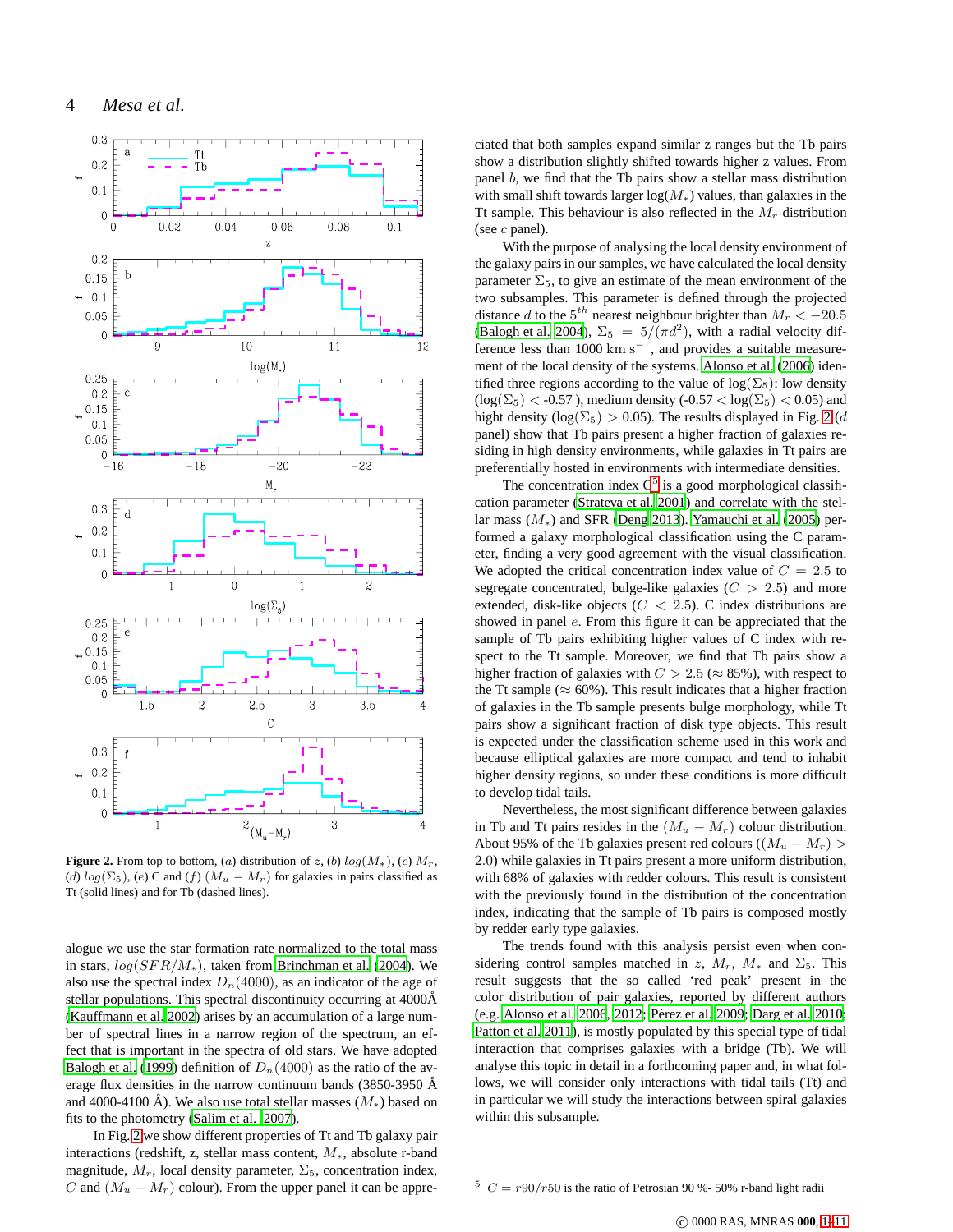**Figure 2.** From top to bottom, ($a$) distribution of $z$, ($b$) $log(M_*)$, ($c$) $M_r$, ($d$) $log(\Sigma_5)$, ($e$) C and ($f$) $(M_u - M_r)$ for galaxies in pairs classified as Tt (solid lines) and for Tb (dashed lines).

alogue we use the star formation rate normalized to the total mass in stars, $log(SFR/M_*)$, taken from Brinchmann et al. (2004). We also use the spectral index $D_n(4000)$, as an indicator of the age of stellar populations. This spectral discontinuity occurring at 4000Å (Kauffmann et al. 2002) arises by an accumulation of a large number of spectral lines in a narrow region of the spectrum, an effect that is important in the spectra of old stars. We have adopted Balogh et al. (1999) definition of $D_n(4000)$ as the ratio of the average flux densities in the narrow continuum bands (3850-3950 Å and 4000-4100 Å). We also use total stellar masses ($M_*$) based on fits to the photometry (Salim et al. 2007).

In Fig. 2 we show different properties of Tt and Tb galaxy pair interactions (redshift, z, stellar mass content, $M_*$, absolute r-band magnitude, $M_r$, local density parameter, $\Sigma_5$, concentration index, $C$ and $(M_u - M_r)$ colour). From the upper panel it can be appreciated that both samples expand similar z ranges but the Tb pairs show a distribution slightly shifted towards higher z values. From panel $b$, we find that the Tb pairs show a stellar mass distribution with small shift towards larger $\log(M_*)$ values, than galaxies in the Tt sample. This behaviour is also reflected in the $M_r$ distribution (see $c$ panel).

With the purpose of analysing the local density environment of the galaxy pairs in our samples, we have calculated the local density parameter $\Sigma_5$, to give an estimate of the mean environment of the two subsamples. This parameter is defined through the projected distance $d$ to the $5^{th}$ nearest neighbour brighter than $M_r < -20.5$ (Balogh et al. 2004), $\Sigma_5 = 5/(\pi d^2)$, with a radial velocity difference less than 1000 km s$^{-1}$, and provides a suitable measurement of the local density of the systems. Alonso et al. (2006) identified three regions according to the value of $\log(\Sigma_5)$: low density ($\log(\Sigma_5) <$ -0.57 ), medium density (-0.57 $< \log(\Sigma_5) <$ 0.05) and hight density ($\log(\Sigma_5) >$ 0.05). The results displayed in Fig. 2 ($d$ panel) show that Tb pairs present a higher fraction of galaxies residing in high density environments, while galaxies in Tt pairs are preferentially hosted in environments with intermediate densities.

The concentration index C[5] is a good morphological classification parameter (Strateva et al. 2001) and correlate with the stellar mass ($M_*$) and SFR (Deng 2013). Yamauchi et al. (2005) performed a galaxy morphological classification using the C parameter, finding a very good agreement with the visual classification. We adopted the critical concentration index value of $C = 2.5$ to segregate concentrated, bulge-like galaxies ($C > 2.5$) and more extended, disk-like objects ($C < 2.5$). C index distributions are showed in panel $e$. From this figure it can be appreciated that the sample of Tb pairs exhibiting higher values of C index with respect to the Tt sample. Moreover, we find that Tb pairs show a higher fraction of galaxies with $C > 2.5$ ($\approx$ 85%), with respect to the Tt sample ($\approx$ 60%). This result indicates that a higher fraction of galaxies in the Tb sample presents bulge morphology, while Tt pairs show a significant fraction of disk type objects. This result is expected under the classification scheme used in this work and because elliptical galaxies are more compact and tend to inhabit higher density regions, so under these conditions is more difficult to develop tidal tails.

Nevertheless, the most significant difference between galaxies in Tb and Tt pairs resides in the $(M_u - M_r)$ colour distribution. About 95% of the Tb galaxies present red colours ($(M_u - M_r) > 2.0$) while galaxies in Tt pairs present a more uniform distribution, with 68% of galaxies with redder colours. This result is consistent with the previously found in the distribution of the concentration index, indicating that the sample of Tb pairs is composed mostly by redder early type galaxies.

The trends found with this analysis persist even when considering control samples matched in $z$, $M_r$, $M_*$ and $\Sigma_5$. This result suggests that the so called 'red peak' present in the color distribution of pair galaxies, reported by different authors (e.g. Alonso et al. 2006, 2012; Pérez et al. 2009; Darg et al. 2010; Patton et al. 2011), is mostly populated by this special type of tidal interaction that comprises galaxies with a bridge (Tb). We will analyse this topic in detail in a forthcoming paper and, in what follows, we will consider only interactions with tidal tails (Tt) and in particular we will study the interactions between spiral galaxies within this subsample.

[5] $C = r90/r50$ is the ratio of Petrosian 90 %- 50% r-band light radii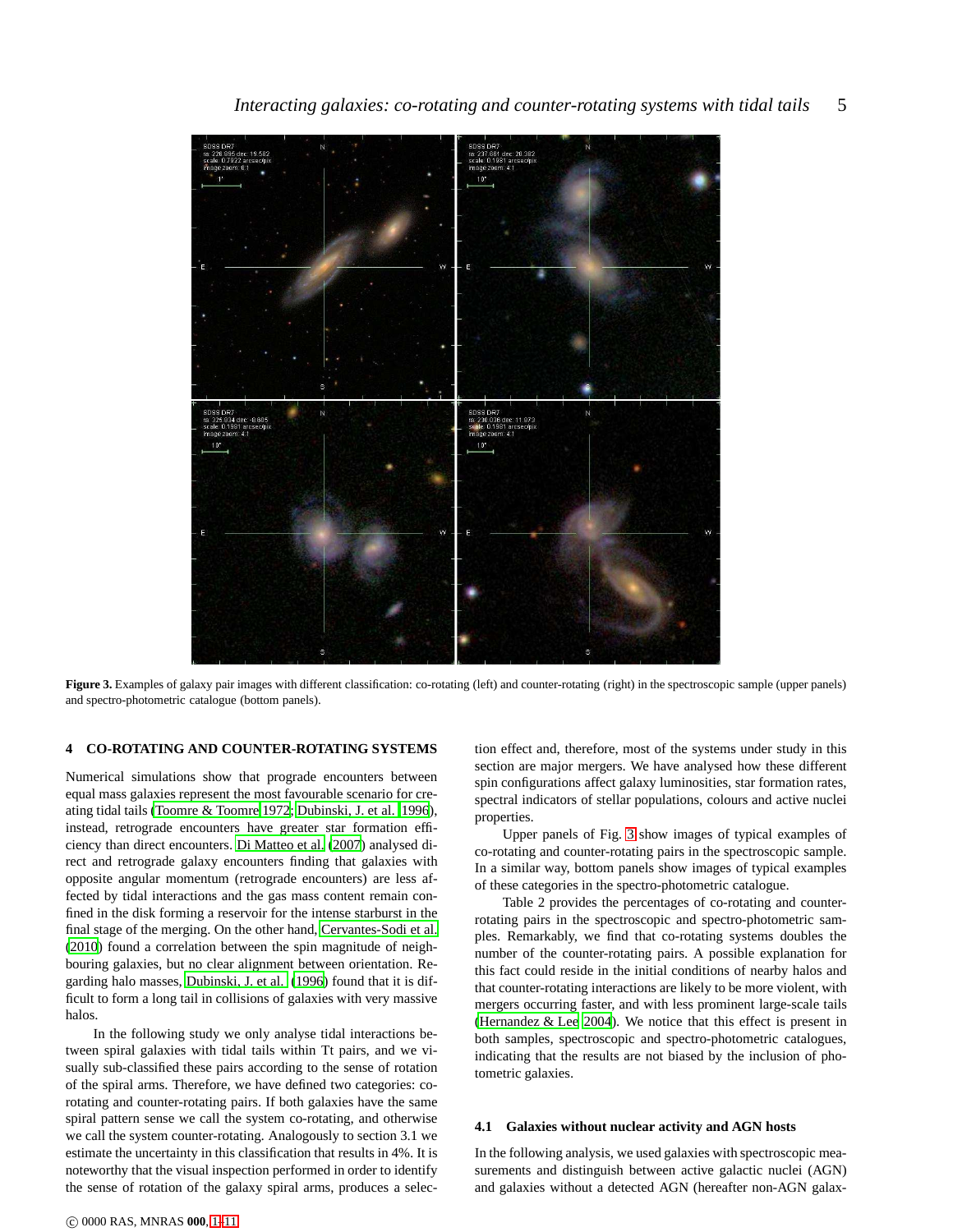Figure 3. Examples of galaxy pair images with different classification: co-rotating (left) and counter-rotating (right) in the spectroscopic sample (upper panels) and spectro-photometric catalogue (bottom panels).

## 4 CO-ROTATING AND COUNTER-ROTATING SYSTEMS

Numerical simulations show that prograde encounters between equal mass galaxies represent the most favourable scenario for creating tidal tails (Toomre & Toomre 1972; Dubinski, J. et al. 1996), instead, retrograde encounters have greater star formation efficiency than direct encounters. Di Matteo et al. (2007) analysed direct and retrograde galaxy encounters finding that galaxies with opposite angular momentum (retrograde encounters) are less affected by tidal interactions and the gas mass content remain confined in the disk forming a reservoir for the intense starburst in the final stage of the merging. On the other hand, Cervantes-Sodi et al. (2010) found a correlation between the spin magnitude of neighbouring galaxies, but no clear alignment between orientation. Regarding halo masses, Dubinski, J. et al. (1996) found that it is difficult to form a long tail in collisions of galaxies with very massive halos.

In the following study we only analyse tidal interactions between spiral galaxies with tidal tails within Tt pairs, and we visually sub-classified these pairs according to the sense of rotation of the spiral arms. Therefore, we have defined two categories: co-rotating and counter-rotating pairs. If both galaxies have the same spiral pattern sense we call the system co-rotating, and otherwise we call the system counter-rotating. Analogously to section 3.1 we estimate the uncertainty in this classification that results in 4%. It is noteworthy that the visual inspection performed in order to identify the sense of rotation of the galaxy spiral arms, produces a selection effect and, therefore, most of the systems under study in this section are major mergers. We have analysed how these different spin configurations affect galaxy luminosities, star formation rates, spectral indicators of stellar populations, colours and active nuclei properties.

Upper panels of Fig. 3 show images of typical examples of co-rotating and counter-rotating pairs in the spectroscopic sample. In a similar way, bottom panels show images of typical examples of these categories in the spectro-photometric catalogue.

Table 2 provides the percentages of co-rotating and counter-rotating pairs in the spectroscopic and spectro-photometric samples. Remarkably, we find that co-rotating systems doubles the number of the counter-rotating pairs. A possible explanation for this fact could reside in the initial conditions of nearby halos and that counter-rotating interactions are likely to be more violent, with mergers occurring faster, and with less prominent large-scale tails (Hernandez & Lee 2004). We notice that this effect is present in both samples, spectroscopic and spectro-photometric catalogues, indicating that the results are not biased by the inclusion of photometric galaxies.

### 4.1 Galaxies without nuclear activity and AGN hosts

In the following analysis, we used galaxies with spectroscopic measurements and distinguish between active galactic nuclei (AGN) and galaxies without a detected AGN (hereafter non-AGN galax-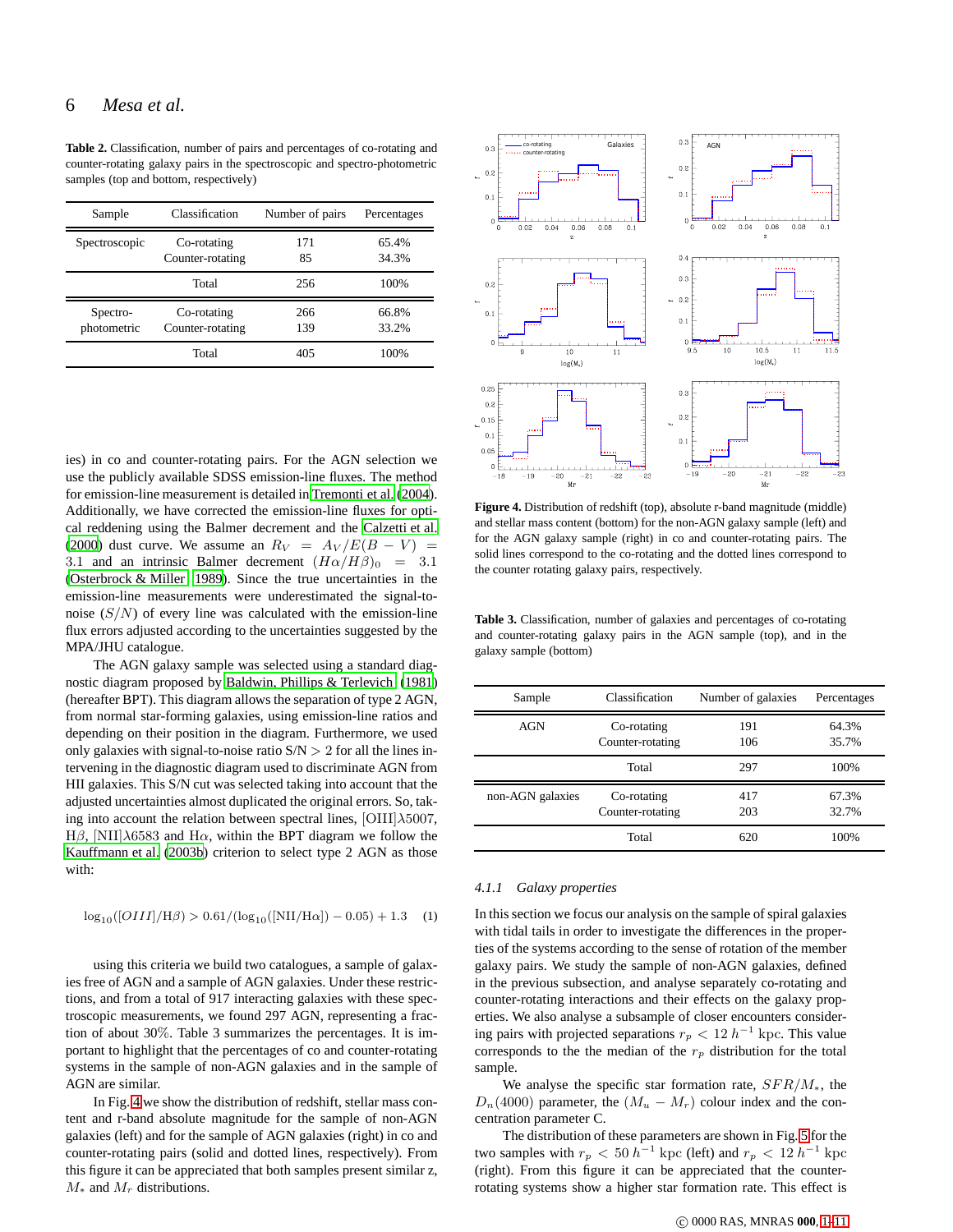**Table 2.** Classification, number of pairs and percentages of co-rotating and counter-rotating galaxy pairs in the spectroscopic and spectro-photometric samples (top and bottom, respectively)

| Sample | Classification | Number of pairs | Percentages |
|---|---|---|---|
| Spectroscopic | Co-rotating | 171 | 65.4% |
| | Counter-rotating | 85 | 34.3% |
| | Total | 256 | 100% |
| Spectro-photometric | Co-rotating | 266 | 66.8% |
| | Counter-rotating | 139 | 33.2% |
| | Total | 405 | 100% |

ies) in co and counter-rotating pairs. For the AGN selection we use the publicly available SDSS emission-line fluxes. The method for emission-line measurement is detailed in Tremonti et al. (2004). Additionally, we have corrected the emission-line fluxes for optical reddening using the Balmer decrement and the Calzetti et al. (2000) dust curve. We assume an $R_V = A_V/E(B-V) = 3.1$ and an intrinsic Balmer decrement $(H\alpha/H\beta)_0 = 3.1$ (Osterbrock & Miller 1989). Since the true uncertainties in the emission-line measurements were underestimated the signal-to-noise $(S/N)$ of every line was calculated with the emission-line flux errors adjusted according to the uncertainties suggested by the MPA/JHU catalogue.

The AGN galaxy sample was selected using a standard diagnostic diagram proposed by Baldwin, Phillips & Terlevich (1981) (hereafter BPT). This diagram allows the separation of type 2 AGN, from normal star-forming galaxies, using emission-line ratios and depending on their position in the diagram. Furthermore, we used only galaxies with signal-to-noise ratio S/N $> 2$ for all the lines intervening in the diagnostic diagram used to discriminate AGN from HII galaxies. This S/N cut was selected taking into account that the adjusted uncertainties almost duplicated the original errors. So, taking into account the relation between spectral lines, [OIII]$\lambda$5007, H$\beta$, [NII]$\lambda$6583 and H$\alpha$, within the BPT diagram we follow the Kauffmann et al. (2003b) criterion to select type 2 AGN as those with:

$$\log_{10}([OIII]/\mathrm{H}\beta) > 0.61/(\log_{10}([\mathrm{NII}/\mathrm{H}\alpha]) - 0.05) + 1.3 \quad (1)$$

using this criteria we build two catalogues, a sample of galaxies free of AGN and a sample of AGN galaxies. Under these restrictions, and from a total of 917 interacting galaxies with these spectroscopic measurements, we found 297 AGN, representing a fraction of about 30%. Table 3 summarizes the percentages. It is important to highlight that the percentages of co and counter-rotating systems in the sample of non-AGN galaxies and in the sample of AGN are similar.

In Fig. 4 we show the distribution of redshift, stellar mass content and r-band absolute magnitude for the sample of non-AGN galaxies (left) and for the sample of AGN galaxies (right) in co and counter-rotating pairs (solid and dotted lines, respectively). From this figure it can be appreciated that both samples present similar z, $M_*$ and $M_r$ distributions.

**Figure 4.** Distribution of redshift (top), absolute r-band magnitude (middle) and stellar mass content (bottom) for the non-AGN galaxy sample (left) and for the AGN galaxy sample (right) in co and counter-rotating pairs. The solid lines correspond to the co-rotating and the dotted lines correspond to the counter rotating galaxy pairs, respectively.

**Table 3.** Classification, number of galaxies and percentages of co-rotating and counter-rotating galaxy pairs in the AGN sample (top), and in the galaxy sample (bottom)

| Sample | Classification | Number of galaxies | Percentages |
|---|---|---|---|
| AGN | Co-rotating | 191 | 64.3% |
| | Counter-rotating | 106 | 35.7% |
| | Total | 297 | 100% |
| non-AGN galaxies | Co-rotating | 417 | 67.3% |
| | Counter-rotating | 203 | 32.7% |
| | Total | 620 | 100% |

### 4.1.1 *Galaxy properties*

In this section we focus our analysis on the sample of spiral galaxies with tidal tails in order to investigate the differences in the properties of the systems according to the sense of rotation of the member galaxy pairs. We study the sample of non-AGN galaxies, defined in the previous subsection, and analyse separately co-rotating and counter-rotating interactions and their effects on the galaxy properties. We also analyse a subsample of closer encounters considering pairs with projected separations $r_p < 12\,h^{-1}$ kpc. This value corresponds to the the median of the $r_p$ distribution for the total sample.

We analyse the specific star formation rate, $SFR/M_*$, the $D_n(4000)$ parameter, the $(M_u - M_r)$ colour index and the concentration parameter C.

The distribution of these parameters are shown in Fig. 5 for the two samples with $r_p < 50\,h^{-1}$ kpc (left) and $r_p < 12\,h^{-1}$ kpc (right). From this figure it can be appreciated that the counter-rotating systems show a higher star formation rate. This effect is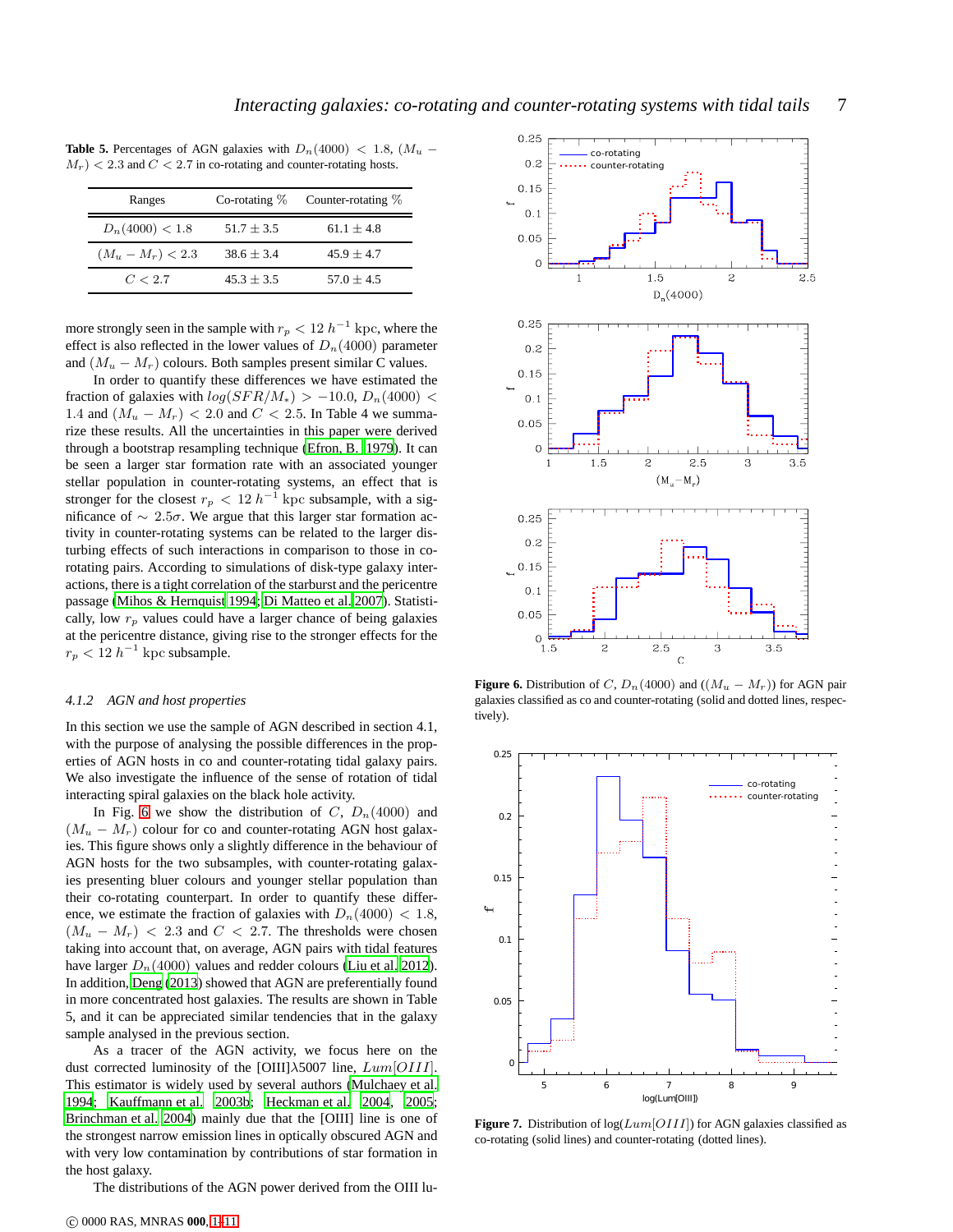**Table 5.** Percentages of AGN galaxies with $D_n(4000) < 1.8$, $(M_u - M_r) < 2.3$ and $C < 2.7$ in co-rotating and counter-rotating hosts.

| Ranges | Co-rotating % | Counter-rotating % |
|---|---|---|
| $D_n(4000) < 1.8$ | $51.7 \pm 3.5$ | $61.1 \pm 4.8$ |
| $(M_u - M_r) < 2.3$ | $38.6 \pm 3.4$ | $45.9 \pm 4.7$ |
| $C < 2.7$ | $45.3 \pm 3.5$ | $57.0 \pm 4.5$ |

more strongly seen in the sample with $r_p < 12\ h^{-1}$ kpc, where the effect is also reflected in the lower values of $D_n(4000)$ parameter and $(M_u - M_r)$ colours. Both samples present similar C values.

In order to quantify these differences we have estimated the fraction of galaxies with $log(SFR/M_*) > -10.0$, $D_n(4000) < 1.4$ and $(M_u - M_r) < 2.0$ and $C < 2.5$. In Table 4 we summarize these results. All the uncertainties in this paper were derived through a bootstrap resampling technique (Efron, B. 1979). It can be seen a larger star formation rate with an associated younger stellar population in counter-rotating systems, an effect that is stronger for the closest $r_p < 12\ h^{-1}$ kpc subsample, with a significance of $\sim 2.5\sigma$. We argue that this larger star formation activity in counter-rotating systems can be related to the larger disturbing effects of such interactions in comparison to those in co-rotating pairs. According to simulations of disk-type galaxy interactions, there is a tight correlation of the starburst and the pericentre passage (Mihos & Hernquist 1994; Di Matteo et al. 2007). Statistically, low $r_p$ values could have a larger chance of being galaxies at the pericentre distance, giving rise to the stronger effects for the $r_p < 12\ h^{-1}$ kpc subsample.

### 4.1.2 AGN and host properties

In this section we use the sample of AGN described in section 4.1, with the purpose of analysing the possible differences in the properties of AGN hosts in co and counter-rotating tidal galaxy pairs. We also investigate the influence of the sense of rotation of tidal interacting spiral galaxies on the black hole activity.

In Fig. 6 we show the distribution of $C$, $D_n(4000)$ and $(M_u - M_r)$ colour for co and counter-rotating AGN host galaxies. This figure shows only a slightly difference in the behaviour of AGN hosts for the two subsamples, with counter-rotating galaxies presenting bluer colours and younger stellar population than their co-rotating counterpart. In order to quantify these difference, we estimate the fraction of galaxies with $D_n(4000) < 1.8$, $(M_u - M_r) < 2.3$ and $C < 2.7$. The thresholds were chosen taking into account that, on average, AGN pairs with tidal features have larger $D_n(4000)$ values and redder colours (Liu et al. 2012). In addition, Deng (2013) showed that AGN are preferentially found in more concentrated host galaxies. The results are shown in Table 5, and it can be appreciated similar tendencies that in the galaxy sample analysed in the previous section.

As a tracer of the AGN activity, we focus here on the dust corrected luminosity of the [OIII]$\lambda$5007 line, $Lum[OIII]$. This estimator is widely used by several authors (Mulchaey et al. 1994; Kauffmann et al. 2003b; Heckman et al. 2004, 2005; Brinchman et al. 2004) mainly due that the [OIII] line is one of the strongest narrow emission lines in optically obscured AGN and with very low contamination by contributions of star formation in the host galaxy.

The distributions of the AGN power derived from the OIII lu-

**Figure 6.** Distribution of $C$, $D_n(4000)$ and $((M_u - M_r))$ for AGN pair galaxies classified as co and counter-rotating (solid and dotted lines, respectively).

**Figure 7.** Distribution of log($Lum[OIII]$) for AGN galaxies classified as co-rotating (solid lines) and counter-rotating (dotted lines).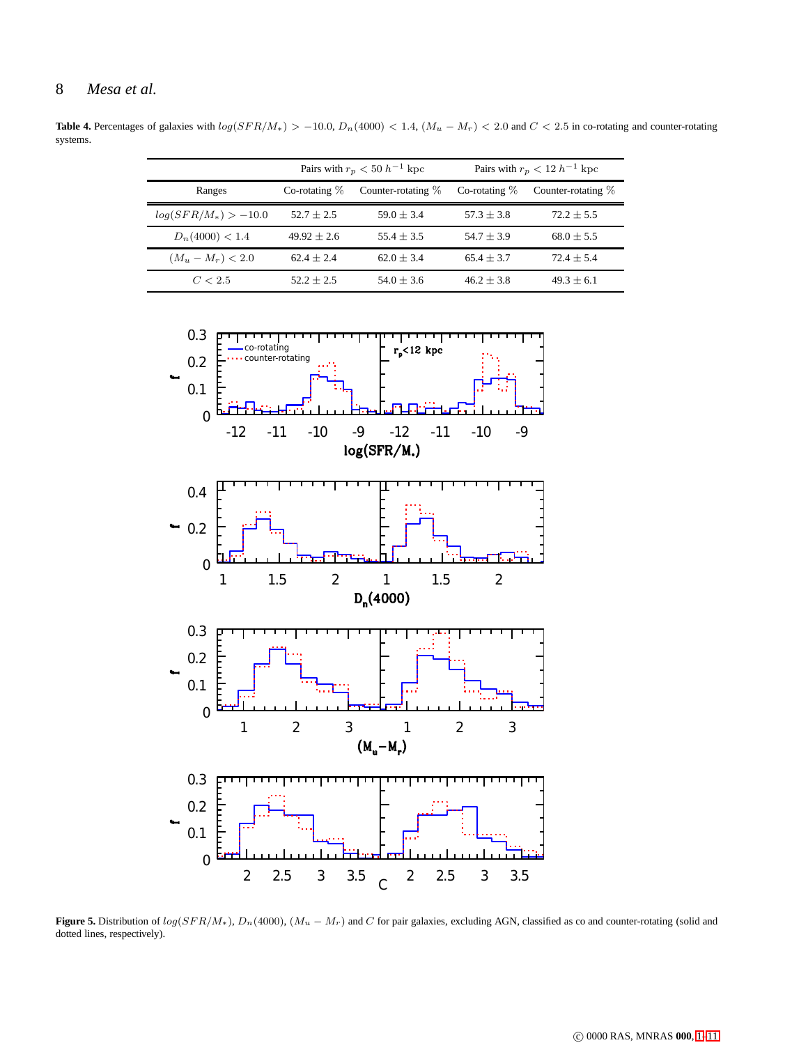**Table 4.** Percentages of galaxies with $log(SFR/M_*) > -10.0$, $D_n(4000) < 1.4$, $(M_u - M_r) < 2.0$ and $C < 2.5$ in co-rotating and counter-rotating systems.

| | Pairs with $r_p < 50\ h^{-1}$ kpc | | Pairs with $r_p < 12\ h^{-1}$ kpc | |
|---|---|---|---|---|
| Ranges | Co-rotating % | Counter-rotating % | Co-rotating % | Counter-rotating % |
| $log(SFR/M_*) > -10.0$ | 52.7 ± 2.5 | 59.0 ± 3.4 | 57.3 ± 3.8 | 72.2 ± 5.5 |
| $D_n(4000) < 1.4$ | 49.92 ± 2.6 | 55.4 ± 3.5 | 54.7 ± 3.9 | 68.0 ± 5.5 |
| $(M_u - M_r) < 2.0$ | 62.4 ± 2.4 | 62.0 ± 3.4 | 65.4 ± 3.7 | 72.4 ± 5.4 |
| $C < 2.5$ | 52.2 ± 2.5 | 54.0 ± 3.6 | 46.2 ± 3.8 | 49.3 ± 6.1 |

**Figure 5.** Distribution of $log(SFR/M_*)$, $D_n(4000)$, $(M_u - M_r)$ and $C$ for pair galaxies, excluding AGN, classified as co and counter-rotating (solid and dotted lines, respectively).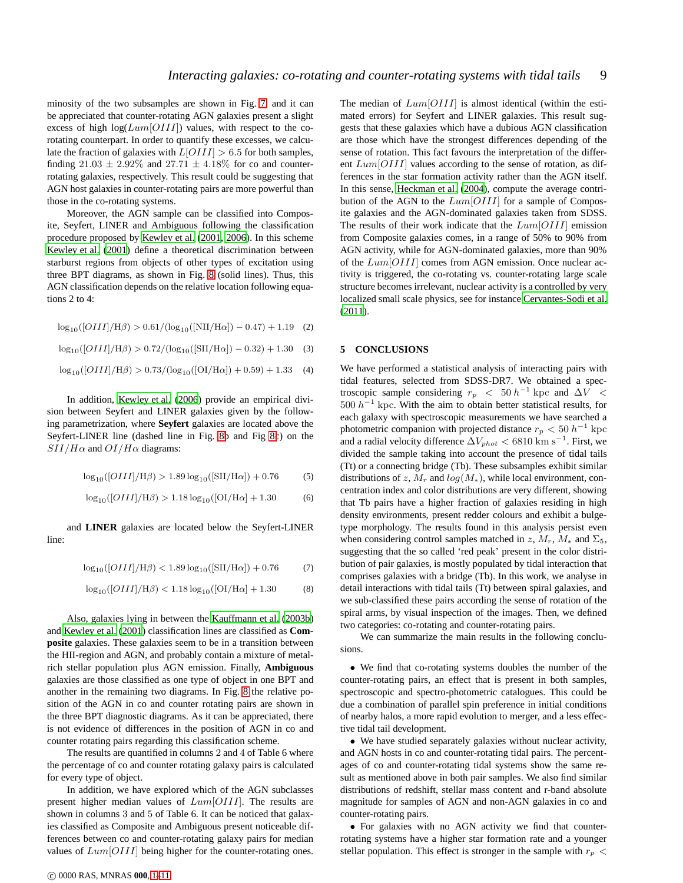minosity of the two subsamples are shown in Fig. 7 and it can be appreciated that counter-rotating AGN galaxies present a slight excess of high log($Lum[OIII]$) values, with respect to the co-rotating counterpart. In order to quantify these excesses, we calculate the fraction of galaxies with $L[OIII] > 6.5$ for both samples, finding $21.03 \pm 2.92\%$ and $27.71 \pm 4.18\%$ for co and counter-rotating galaxies, respectively. This result could be suggesting that AGN host galaxies in counter-rotating pairs are more powerful than those in the co-rotating systems.

Moreover, the AGN sample can be classified into Composite, Seyfert, LINER and Ambiguous following the classification procedure proposed by Kewley et al. (2001, 2006). In this scheme Kewley et al. (2001) define a theoretical discrimination between starburst regions from objects of other types of excitation using three BPT diagrams, as shown in Fig. 8 (solid lines). Thus, this AGN classification depends on the relative location following equations 2 to 4:

$$\log_{10}([OIII]/\mathrm{H}\beta) > 0.61/(\log_{10}([\mathrm{NII}/\mathrm{H}\alpha]) - 0.47) + 1.19 \quad (2)$$

$$\log_{10}([OIII]/\mathrm{H}\beta) > 0.72/(\log_{10}([\mathrm{SII}/\mathrm{H}\alpha]) - 0.32) + 1.30 \quad (3)$$

$$\log_{10}([OIII]/\mathrm{H}\beta) > 0.73/(\log_{10}([\mathrm{OI}/\mathrm{H}\alpha]) + 0.59) + 1.33 \quad (4)$$

In addition, Kewley et al. (2006) provide an empirical division between Seyfert and LINER galaxies given by the following parametrization, where **Seyfert** galaxies are located above the Seyfert-LINER line (dashed line in Fig. 8b and Fig 8c) on the $SII/H\alpha$ and $OI/H\alpha$ diagrams:

$$\log_{10}([OIII]/\mathrm{H}\beta) > 1.89 \log_{10}([\mathrm{SII}/\mathrm{H}\alpha]) + 0.76 \quad (5)$$

$$\log_{10}([OIII]/\mathrm{H}\beta) > 1.18 \log_{10}([\mathrm{OI}/\mathrm{H}\alpha] + 1.30 \quad (6)$$

and **LINER** galaxies are located below the Seyfert-LINER line:

$$\log_{10}([OIII]/\mathrm{H}\beta) < 1.89 \log_{10}([\mathrm{SII}/\mathrm{H}\alpha]) + 0.76 \quad (7)$$

$$\log_{10}([OIII]/\mathrm{H}\beta) < 1.18 \log_{10}([\mathrm{OI}/\mathrm{H}\alpha] + 1.30 \quad (8)$$

Also, galaxies lying in between the Kauffmann et al. (2003b) and Kewley et al. (2001) classification lines are classified as **Composite** galaxies. These galaxies seem to be in a transition between the HII-region and AGN, and probably contain a mixture of metal-rich stellar population plus AGN emission. Finally, **Ambiguous** galaxies are those classified as one type of object in one BPT and another in the remaining two diagrams. In Fig. 8 the relative position of the AGN in co and counter rotating pairs are shown in the three BPT diagnostic diagrams. As it can be appreciated, there is not evidence of differences in the position of AGN in co and counter rotating pairs regarding this classification scheme.

The results are quantified in columns 2 and 4 of Table 6 where the percentage of co and counter rotating galaxy pairs is calculated for every type of object.

In addition, we have explored which of the AGN subclasses present higher median values of $Lum[OIII]$. The results are shown in columns 3 and 5 of Table 6. It can be noticed that galaxies classified as Composite and Ambiguous present noticeable differences between co and counter-rotating galaxy pairs for median values of $Lum[OIII]$ being higher for the counter-rotating ones. The median of $Lum[OIII]$ is almost identical (within the estimated errors) for Seyfert and LINER galaxies. This result suggests that these galaxies which have a dubious AGN classification are those which have the strongest differences depending of the sense of rotation. This fact favours the interpretation of the different $Lum[OIII]$ values according to the sense of rotation, as differences in the star formation activity rather than the AGN itself. In this sense, Heckman et al. (2004), compute the average contribution of the AGN to the $Lum[OIII]$ for a sample of Composite galaxies and the AGN-dominated galaxies taken from SDSS. The results of their work indicate that the $Lum[OIII]$ emission from Composite galaxies comes, in a range of 50% to 90% from AGN activity, while for AGN-dominated galaxies, more than 90% of the $Lum[OIII]$ comes from AGN emission. Once nuclear activity is triggered, the co-rotating vs. counter-rotating large scale structure becomes irrelevant, nuclear activity is a controlled by very localized small scale physics, see for instance Cervantes-Sodi et al. (2011).

## 5 CONCLUSIONS

We have performed a statistical analysis of interacting pairs with tidal features, selected from SDSS-DR7. We obtained a spectroscopic sample considering $r_p < 50\,h^{-1}$ kpc and $\Delta V < 500\,h^{-1}$ kpc. With the aim to obtain better statistical results, for each galaxy with spectroscopic measurements we have searched a photometric companion with projected distance $r_p < 50\,h^{-1}$ kpc and a radial velocity difference $\Delta V_{phot} < 6810$ km s$^{-1}$. First, we divided the sample taking into account the presence of tidal tails (Tt) or a connecting bridge (Tb). These subsamples exhibit similar distributions of $z$, $M_r$ and $log(M_*)$, while local environment, concentration index and color distributions are very different, showing that Tb pairs have a higher fraction of galaxies residing in high density environments, present redder colours and exhibit a bulge-type morphology. The results found in this analysis persist even when considering control samples matched in $z$, $M_r$, $M_*$ and $\Sigma_5$, suggesting that the so called 'red peak' present in the color distribution of pair galaxies, is mostly populated by tidal interaction that comprises galaxies with a bridge (Tb). In this work, we analyse in detail interactions with tidal tails (Tt) between spiral galaxies, and we sub-classified these pairs according the sense of rotation of the spiral arms, by visual inspection of the images. Then, we defined two categories: co-rotating and counter-rotating pairs.

We can summarize the main results in the following conclusions.

- We find that co-rotating systems doubles the number of the counter-rotating pairs, an effect that is present in both samples, spectroscopic and spectro-photometric catalogues. This could be due a combination of parallel spin preference in initial conditions of nearby halos, a more rapid evolution to merger, and a less effective tidal tail development.
- We have studied separately galaxies without nuclear activity, and AGN hosts in co and counter-rotating tidal pairs. The percentages of co and counter-rotating tidal systems show the same result as mentioned above in both pair samples. We also find similar distributions of redshift, stellar mass content and r-band absolute magnitude for samples of AGN and non-AGN galaxies in co and counter-rotating pairs.
- For galaxies with no AGN activity we find that counter-rotating systems have a higher star formation rate and a younger stellar population. This effect is stronger in the sample with $r_p <$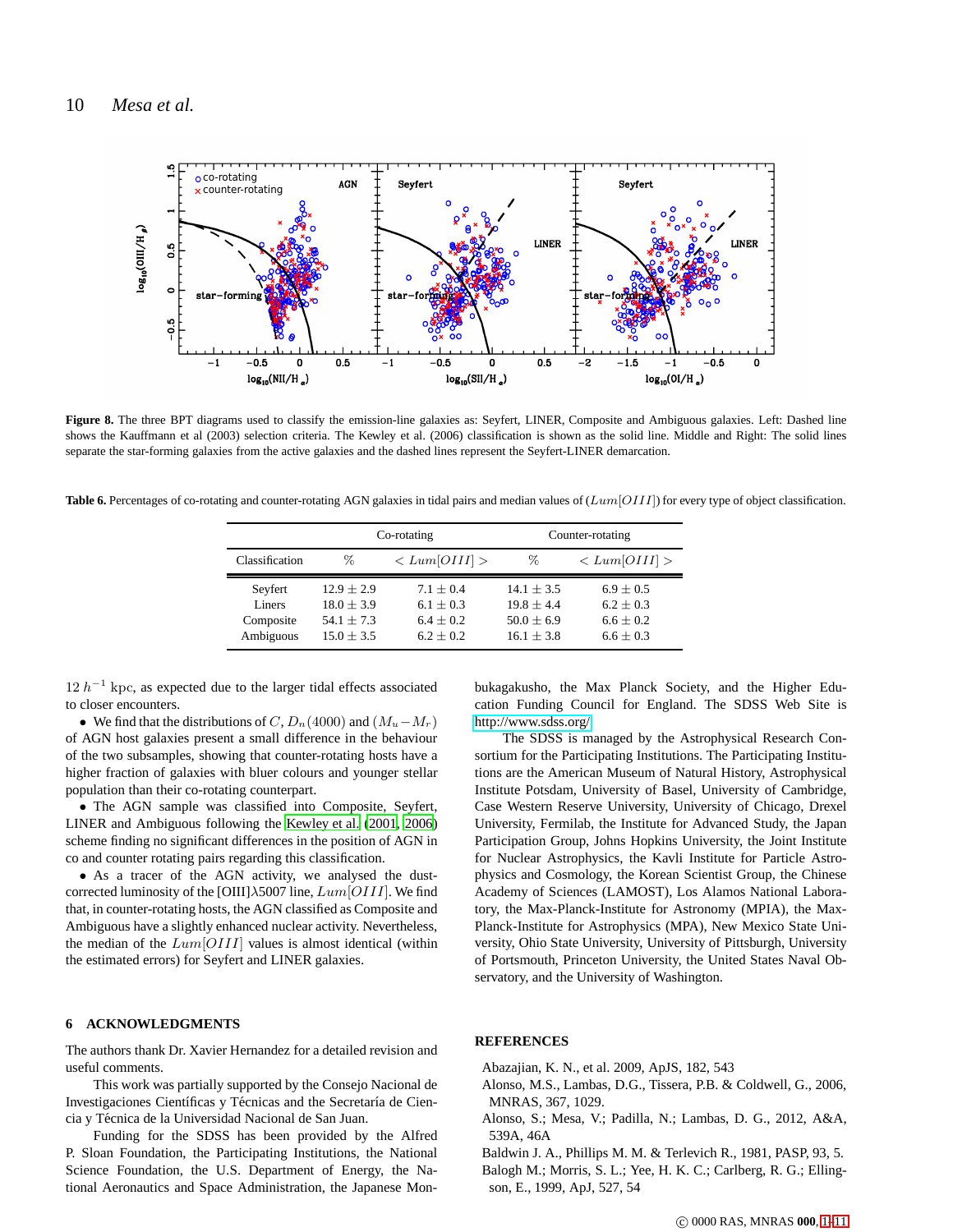co-rotating
counter-rotating
AGN
star-forming
log$_{10}$(OIII/H$_\beta$)
log$_{10}$(NII/H$_\alpha$)
Seyfert
LINER
star-forming
log$_{10}$(SII/H$_\alpha$)
Seyfert
LINER
star-forming
log$_{10}$(OI/H$_\alpha$)

**Figure 8.** The three BPT diagrams used to classify the emission-line galaxies as: Seyfert, LINER, Composite and Ambiguous galaxies. Left: Dashed line shows the Kauffmann et al (2003) selection criteria. The Kewley et al. (2006) classification is shown as the solid line. Middle and Right: The solid lines separate the star-forming galaxies from the active galaxies and the dashed lines represent the Seyfert-LINER demarcation.

**Table 6.** Percentages of co-rotating and counter-rotating AGN galaxies in tidal pairs and median values of $(Lum[OIII])$ for every type of object classification.

| | Co-rotating | | Counter-rotating | |
|---|---|---|---|---|
| Classification | % | $< Lum[OIII] >$ | % | $< Lum[OIII] >$ |
| Seyfert | $12.9 \pm 2.9$ | $7.1 \pm 0.4$ | $14.1 \pm 3.5$ | $6.9 \pm 0.5$ |
| Liners | $18.0 \pm 3.9$ | $6.1 \pm 0.3$ | $19.8 \pm 4.4$ | $6.2 \pm 0.3$ |
| Composite | $54.1 \pm 7.3$ | $6.4 \pm 0.2$ | $50.0 \pm 6.9$ | $6.6 \pm 0.2$ |
| Ambiguous | $15.0 \pm 3.5$ | $6.2 \pm 0.2$ | $16.1 \pm 3.8$ | $6.6 \pm 0.3$ |

$12\ h^{-1}$ kpc, as expected due to the larger tidal effects associated to closer encounters.

- We find that the distributions of $C$, $D_n(4000)$ and $(M_u - M_r)$ of AGN host galaxies present a small difference in the behaviour of the two subsamples, showing that counter-rotating hosts have a higher fraction of galaxies with bluer colours and younger stellar population than their co-rotating counterpart.
- The AGN sample was classified into Composite, Seyfert, LINER and Ambiguous following the Kewley et al. (2001, 2006) scheme finding no significant differences in the position of AGN in co and counter rotating pairs regarding this classification.
- As a tracer of the AGN activity, we analysed the dust-corrected luminosity of the [OIII]λ5007 line, $Lum[OIII]$. We find that, in counter-rotating hosts, the AGN classified as Composite and Ambiguous have a slightly enhanced nuclear activity. Nevertheless, the median of the $Lum[OIII]$ values is almost identical (within the estimated errors) for Seyfert and LINER galaxies.

## 6 ACKNOWLEDGMENTS

The authors thank Dr. Xavier Hernandez for a detailed revision and useful comments.

This work was partially supported by the Consejo Nacional de Investigaciones Científicas y Técnicas and the Secretaría de Ciencia y Técnica de la Universidad Nacional de San Juan.

Funding for the SDSS has been provided by the Alfred P. Sloan Foundation, the Participating Institutions, the National Science Foundation, the U.S. Department of Energy, the National Aeronautics and Space Administration, the Japanese Monbukagakusho, the Max Planck Society, and the Higher Education Funding Council for England. The SDSS Web Site is http://www.sdss.org/.

The SDSS is managed by the Astrophysical Research Consortium for the Participating Institutions. The Participating Institutions are the American Museum of Natural History, Astrophysical Institute Potsdam, University of Basel, University of Cambridge, Case Western Reserve University, University of Chicago, Drexel University, Fermilab, the Institute for Advanced Study, the Japan Participation Group, Johns Hopkins University, the Joint Institute for Nuclear Astrophysics, the Kavli Institute for Particle Astrophysics and Cosmology, the Korean Scientist Group, the Chinese Academy of Sciences (LAMOST), Los Alamos National Laboratory, the Max-Planck-Institute for Astronomy (MPIA), the Max-Planck-Institute for Astrophysics (MPA), New Mexico State University, Ohio State University, University of Pittsburgh, University of Portsmouth, Princeton University, the United States Naval Observatory, and the University of Washington.

## REFERENCES

Abazajian, K. N., et al. 2009, ApJS, 182, 543

Alonso, M.S., Lambas, D.G., Tissera, P.B. & Coldwell, G., 2006, MNRAS, 367, 1029.

Alonso, S.; Mesa, V.; Padilla, N.; Lambas, D. G., 2012, A&A, 539A, 46A

Baldwin J. A., Phillips M. M. & Terlevich R., 1981, PASP, 93, 5.

Balogh M.; Morris, S. L.; Yee, H. K. C.; Carlberg, R. G.; Ellingson, E., 1999, ApJ, 527, 54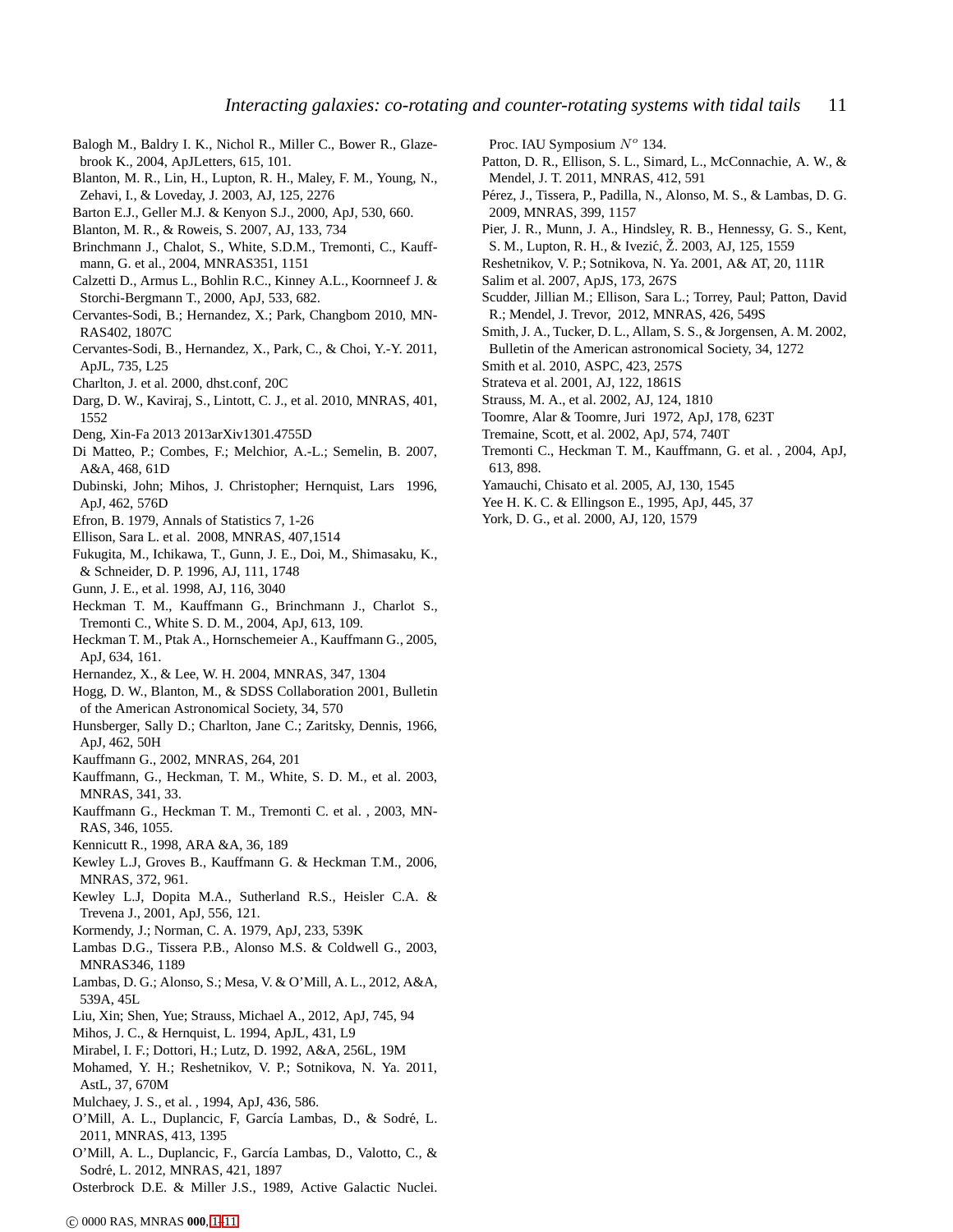Balogh M., Baldry I. K., Nichol R., Miller C., Bower R., Glazebrook K., 2004, ApJLetters, 615, 101.

Blanton, M. R., Lin, H., Lupton, R. H., Maley, F. M., Young, N., Zehavi, I., & Loveday, J. 2003, AJ, 125, 2276

Barton E.J., Geller M.J. & Kenyon S.J., 2000, ApJ, 530, 660.

Blanton, M. R., & Roweis, S. 2007, AJ, 133, 734

Brinchmann J., Chalot, S., White, S.D.M., Tremonti, C., Kauffmann, G. et al., 2004, MNRAS351, 1151

Calzetti D., Armus L., Bohlin R.C., Kinney A.L., Koornneef J. & Storchi-Bergmann T., 2000, ApJ, 533, 682.

Cervantes-Sodi, B.; Hernandez, X.; Park, Changbom 2010, MNRAS402, 1807C

Cervantes-Sodi, B., Hernandez, X., Park, C., & Choi, Y.-Y. 2011, ApJL, 735, L25

Charlton, J. et al. 2000, dhst.conf, 20C

Darg, D. W., Kaviraj, S., Lintott, C. J., et al. 2010, MNRAS, 401, 1552

Deng, Xin-Fa 2013 2013arXiv1301.4755D

Di Matteo, P.; Combes, F.; Melchior, A.-L.; Semelin, B. 2007, A&A, 468, 61D

Dubinski, John; Mihos, J. Christopher; Hernquist, Lars 1996, ApJ, 462, 576D

Efron, B. 1979, Annals of Statistics 7, 1-26

Ellison, Sara L. et al. 2008, MNRAS, 407,1514

Fukugita, M., Ichikawa, T., Gunn, J. E., Doi, M., Shimasaku, K., & Schneider, D. P. 1996, AJ, 111, 1748

Gunn, J. E., et al. 1998, AJ, 116, 3040

Heckman T. M., Kauffmann G., Brinchmann J., Charlot S., Tremonti C., White S. D. M., 2004, ApJ, 613, 109.

Heckman T. M., Ptak A., Hornschemeier A., Kauffmann G., 2005, ApJ, 634, 161.

Hernandez, X., & Lee, W. H. 2004, MNRAS, 347, 1304

Hogg, D. W., Blanton, M., & SDSS Collaboration 2001, Bulletin of the American Astronomical Society, 34, 570

Hunsberger, Sally D.; Charlton, Jane C.; Zaritsky, Dennis, 1966, ApJ, 462, 50H

Kauffmann G., 2002, MNRAS, 264, 201

Kauffmann, G., Heckman, T. M., White, S. D. M., et al. 2003, MNRAS, 341, 33.

Kauffmann G., Heckman T. M., Tremonti C. et al. , 2003, MNRAS, 346, 1055.

Kennicutt R., 1998, ARA &A, 36, 189

Kewley L.J, Groves B., Kauffmann G. & Heckman T.M., 2006, MNRAS, 372, 961.

Kewley L.J, Dopita M.A., Sutherland R.S., Heisler C.A. & Trevena J., 2001, ApJ, 556, 121.

Kormendy, J.; Norman, C. A. 1979, ApJ, 233, 539K

Lambas D.G., Tissera P.B., Alonso M.S. & Coldwell G., 2003, MNRAS346, 1189

Lambas, D. G.; Alonso, S.; Mesa, V. & O'Mill, A. L., 2012, A&A, 539A, 45L

Liu, Xin; Shen, Yue; Strauss, Michael A., 2012, ApJ, 745, 94

Mihos, J. C., & Hernquist, L. 1994, ApJL, 431, L9

Mirabel, I. F.; Dottori, H.; Lutz, D. 1992, A&A, 256L, 19M

Mohamed, Y. H.; Reshetnikov, V. P.; Sotnikova, N. Ya. 2011, AstL, 37, 670M

Mulchaey, J. S., et al. , 1994, ApJ, 436, 586.

O'Mill, A. L., Duplancic, F, García Lambas, D., & Sodré, L. 2011, MNRAS, 413, 1395

O'Mill, A. L., Duplancic, F., García Lambas, D., Valotto, C., & Sodré, L. 2012, MNRAS, 421, 1897

Osterbrock D.E. & Miller J.S., 1989, Active Galactic Nuclei. Proc. IAU Symposium $N^o$ 134.

Patton, D. R., Ellison, S. L., Simard, L., McConnachie, A. W., & Mendel, J. T. 2011, MNRAS, 412, 591

Pérez, J., Tissera, P., Padilla, N., Alonso, M. S., & Lambas, D. G. 2009, MNRAS, 399, 1157

Pier, J. R., Munn, J. A., Hindsley, R. B., Hennessy, G. S., Kent, S. M., Lupton, R. H., & Ivezić, Ž. 2003, AJ, 125, 1559

Reshetnikov, V. P.; Sotnikova, N. Ya. 2001, A& AT, 20, 111R

Salim et al. 2007, ApJS, 173, 267S

Scudder, Jillian M.; Ellison, Sara L.; Torrey, Paul; Patton, David R.; Mendel, J. Trevor, 2012, MNRAS, 426, 549S

Smith, J. A., Tucker, D. L., Allam, S. S., & Jorgensen, A. M. 2002, Bulletin of the American astronomical Society, 34, 1272

Smith et al. 2010, ASPC, 423, 257S

Strateva et al. 2001, AJ, 122, 1861S

Strauss, M. A., et al. 2002, AJ, 124, 1810

Toomre, Alar & Toomre, Juri 1972, ApJ, 178, 623T

Tremaine, Scott, et al. 2002, ApJ, 574, 740T

Tremonti C., Heckman T. M., Kauffmann, G. et al. , 2004, ApJ, 613, 898.

Yamauchi, Chisato et al. 2005, AJ, 130, 1545

Yee H. K. C. & Ellingson E., 1995, ApJ, 445, 37

York, D. G., et al. 2000, AJ, 120, 1579